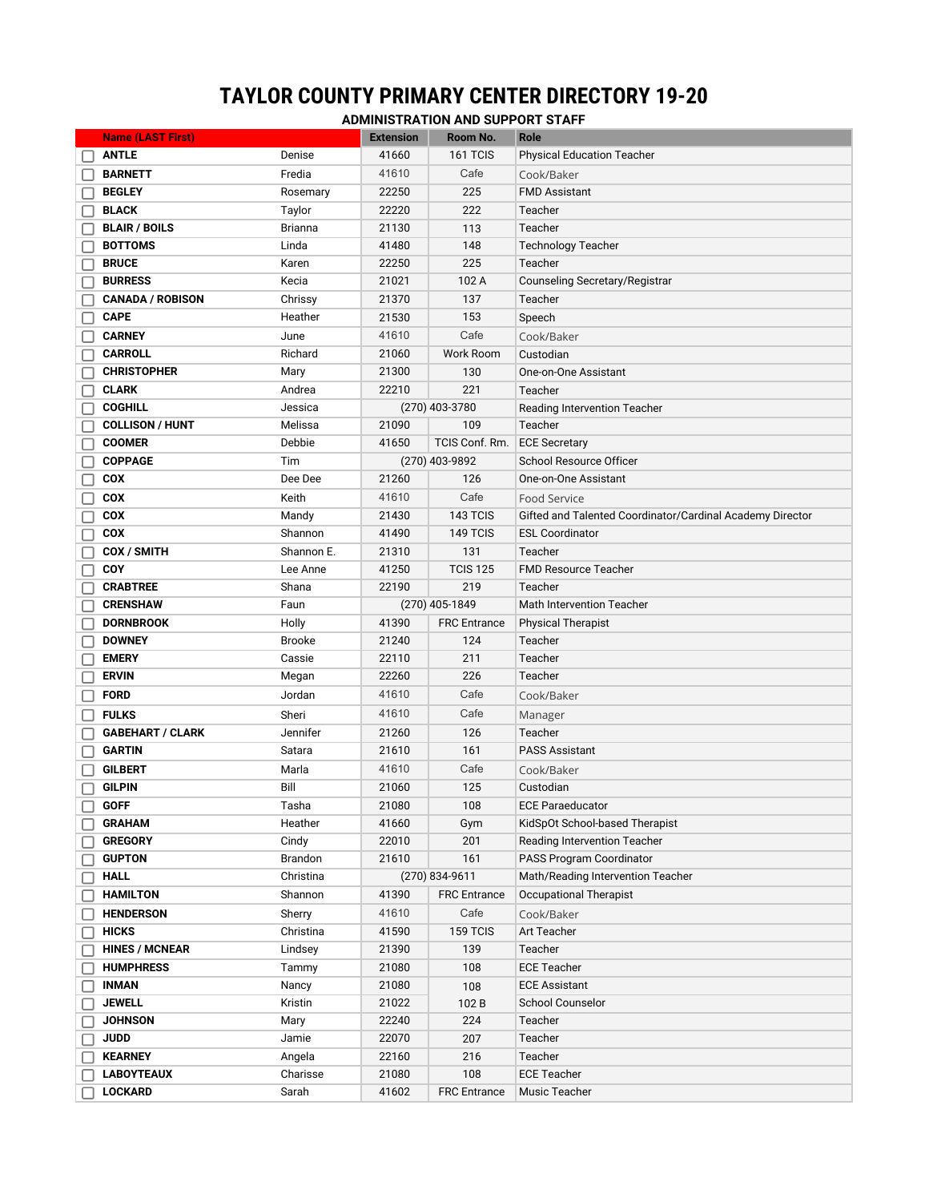# TAYLOR COUNTY PRIMARY CENTER DIRECTORY 19-20

## ADMINISTRATION AND SUPPORT STAFF

| Name (LAST First) | | Extension | Room No. | Role |
|---|---|---|---|---|
| ANTLE | Denise | 41660 | 161 TCIS | Physical Education Teacher |
| BARNETT | Fredia | 41610 | Cafe | Cook/Baker |
| BEGLEY | Rosemary | 22250 | 225 | FMD Assistant |
| BLACK | Taylor | 22220 | 222 | Teacher |
| BLAIR / BOILS | Brianna | 21130 | 113 | Teacher |
| BOTTOMS | Linda | 41480 | 148 | Technology Teacher |
| BRUCE | Karen | 22250 | 225 | Teacher |
| BURRESS | Kecia | 21021 | 102 A | Counseling Secretary/Registrar |
| CANADA / ROBISON | Chrissy | 21370 | 137 | Teacher |
| CAPE | Heather | 21530 | 153 | Speech |
| CARNEY | June | 41610 | Cafe | Cook/Baker |
| CARROLL | Richard | 21060 | Work Room | Custodian |
| CHRISTOPHER | Mary | 21300 | 130 | One-on-One Assistant |
| CLARK | Andrea | 22210 | 221 | Teacher |
| COGHILL | Jessica | (270) 403-3780 | | Reading Intervention Teacher |
| COLLISON / HUNT | Melissa | 21090 | 109 | Teacher |
| COOMER | Debbie | 41650 | TCIS Conf. Rm. | ECE Secretary |
| COPPAGE | Tim | (270) 403-9892 | | School Resource Officer |
| COX | Dee Dee | 21260 | 126 | One-on-One Assistant |
| COX | Keith | 41610 | Cafe | Food Service |
| COX | Mandy | 21430 | 143 TCIS | Gifted and Talented Coordinator/Cardinal Academy Director |
| COX | Shannon | 41490 | 149 TCIS | ESL Coordinator |
| COX / SMITH | Shannon E. | 21310 | 131 | Teacher |
| COY | Lee Anne | 41250 | TCIS 125 | FMD Resource Teacher |
| CRABTREE | Shana | 22190 | 219 | Teacher |
| CRENSHAW | Faun | (270) 405-1849 | | Math Intervention Teacher |
| DORNBROOK | Holly | 41390 | FRC Entrance | Physical Therapist |
| DOWNEY | Brooke | 21240 | 124 | Teacher |
| EMERY | Cassie | 22110 | 211 | Teacher |
| ERVIN | Megan | 22260 | 226 | Teacher |
| FORD | Jordan | 41610 | Cafe | Cook/Baker |
| FULKS | Sheri | 41610 | Cafe | Manager |
| GABEHART / CLARK | Jennifer | 21260 | 126 | Teacher |
| GARTIN | Satara | 21610 | 161 | PASS Assistant |
| GILBERT | Marla | 41610 | Cafe | Cook/Baker |
| GILPIN | Bill | 21060 | 125 | Custodian |
| GOFF | Tasha | 21080 | 108 | ECE Paraeducator |
| GRAHAM | Heather | 41660 | Gym | KidSpOt School-based Therapist |
| GREGORY | Cindy | 22010 | 201 | Reading Intervention Teacher |
| GUPTON | Brandon | 21610 | 161 | PASS Program Coordinator |
| HALL | Christina | (270) 834-9611 | | Math/Reading Intervention Teacher |
| HAMILTON | Shannon | 41390 | FRC Entrance | Occupational Therapist |
| HENDERSON | Sherry | 41610 | Cafe | Cook/Baker |
| HICKS | Christina | 41590 | 159 TCIS | Art Teacher |
| HINES / MCNEAR | Lindsey | 21390 | 139 | Teacher |
| HUMPHRESS | Tammy | 21080 | 108 | ECE Teacher |
| INMAN | Nancy | 21080 | 108 | ECE Assistant |
| JEWELL | Kristin | 21022 | 102 B | School Counselor |
| JOHNSON | Mary | 22240 | 224 | Teacher |
| JUDD | Jamie | 22070 | 207 | Teacher |
| KEARNEY | Angela | 22160 | 216 | Teacher |
| LABOYTEAUX | Charisse | 21080 | 108 | ECE Teacher |
| LOCKARD | Sarah | 41602 | FRC Entrance | Music Teacher |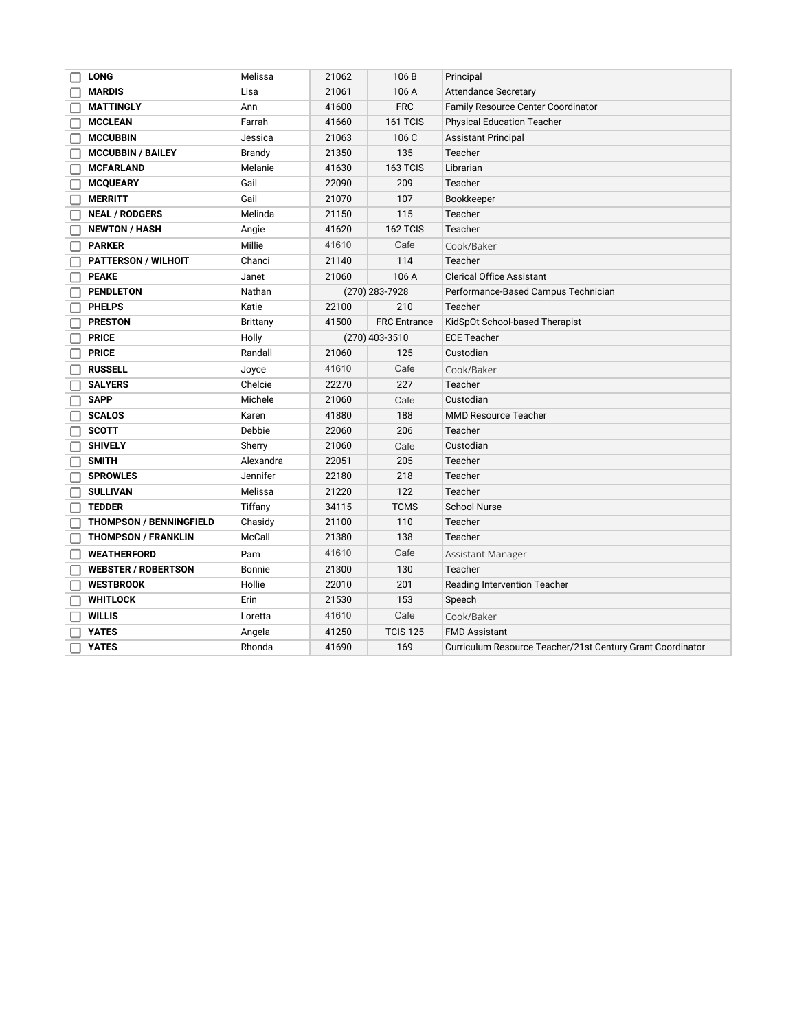| | | | | |
|---|---|---|---|---|
| ☐ **LONG** | Melissa | 21062 | 106 B | Principal |
| ☐ **MARDIS** | Lisa | 21061 | 106 A | Attendance Secretary |
| ☐ **MATTINGLY** | Ann | 41600 | FRC | Family Resource Center Coordinator |
| ☐ **MCCLEAN** | Farrah | 41660 | 161 TCIS | Physical Education Teacher |
| ☐ **MCCUBBIN** | Jessica | 21063 | 106 C | Assistant Principal |
| ☐ **MCCUBBIN / BAILEY** | Brandy | 21350 | 135 | Teacher |
| ☐ **MCFARLAND** | Melanie | 41630 | 163 TCIS | Librarian |
| ☐ **MCQUEARY** | Gail | 22090 | 209 | Teacher |
| ☐ **MERRITT** | Gail | 21070 | 107 | Bookkeeper |
| ☐ **NEAL / RODGERS** | Melinda | 21150 | 115 | Teacher |
| ☐ **NEWTON / HASH** | Angie | 41620 | 162 TCIS | Teacher |
| ☐ **PARKER** | Millie | 41610 | Cafe | Cook/Baker |
| ☐ **PATTERSON / WILHOIT** | Chanci | 21140 | 114 | Teacher |
| ☐ **PEAKE** | Janet | 21060 | 106 A | Clerical Office Assistant |
| ☐ **PENDLETON** | Nathan | (270) 283-7928 | | Performance-Based Campus Technician |
| ☐ **PHELPS** | Katie | 22100 | 210 | Teacher |
| ☐ **PRESTON** | Brittany | 41500 | FRC Entrance | KidSpOt School-based Therapist |
| ☐ **PRICE** | Holly | (270) 403-3510 | | ECE Teacher |
| ☐ **PRICE** | Randall | 21060 | 125 | Custodian |
| ☐ **RUSSELL** | Joyce | 41610 | Cafe | Cook/Baker |
| ☐ **SALYERS** | Chelcie | 22270 | 227 | Teacher |
| ☐ **SAPP** | Michele | 21060 | Cafe | Custodian |
| ☐ **SCALOS** | Karen | 41880 | 188 | MMD Resource Teacher |
| ☐ **SCOTT** | Debbie | 22060 | 206 | Teacher |
| ☐ **SHIVELY** | Sherry | 21060 | Cafe | Custodian |
| ☐ **SMITH** | Alexandra | 22051 | 205 | Teacher |
| ☐ **SPROWLES** | Jennifer | 22180 | 218 | Teacher |
| ☐ **SULLIVAN** | Melissa | 21220 | 122 | Teacher |
| ☐ **TEDDER** | Tiffany | 34115 | TCMS | School Nurse |
| ☐ **THOMPSON / BENNINGFIELD** | Chasidy | 21100 | 110 | Teacher |
| ☐ **THOMPSON / FRANKLIN** | McCall | 21380 | 138 | Teacher |
| ☐ **WEATHERFORD** | Pam | 41610 | Cafe | Assistant Manager |
| ☐ **WEBSTER / ROBERTSON** | Bonnie | 21300 | 130 | Teacher |
| ☐ **WESTBROOK** | Hollie | 22010 | 201 | Reading Intervention Teacher |
| ☐ **WHITLOCK** | Erin | 21530 | 153 | Speech |
| ☐ **WILLIS** | Loretta | 41610 | Cafe | Cook/Baker |
| ☐ **YATES** | Angela | 41250 | TCIS 125 | FMD Assistant |
| ☐ **YATES** | Rhonda | 41690 | 169 | Curriculum Resource Teacher/21st Century Grant Coordinator |